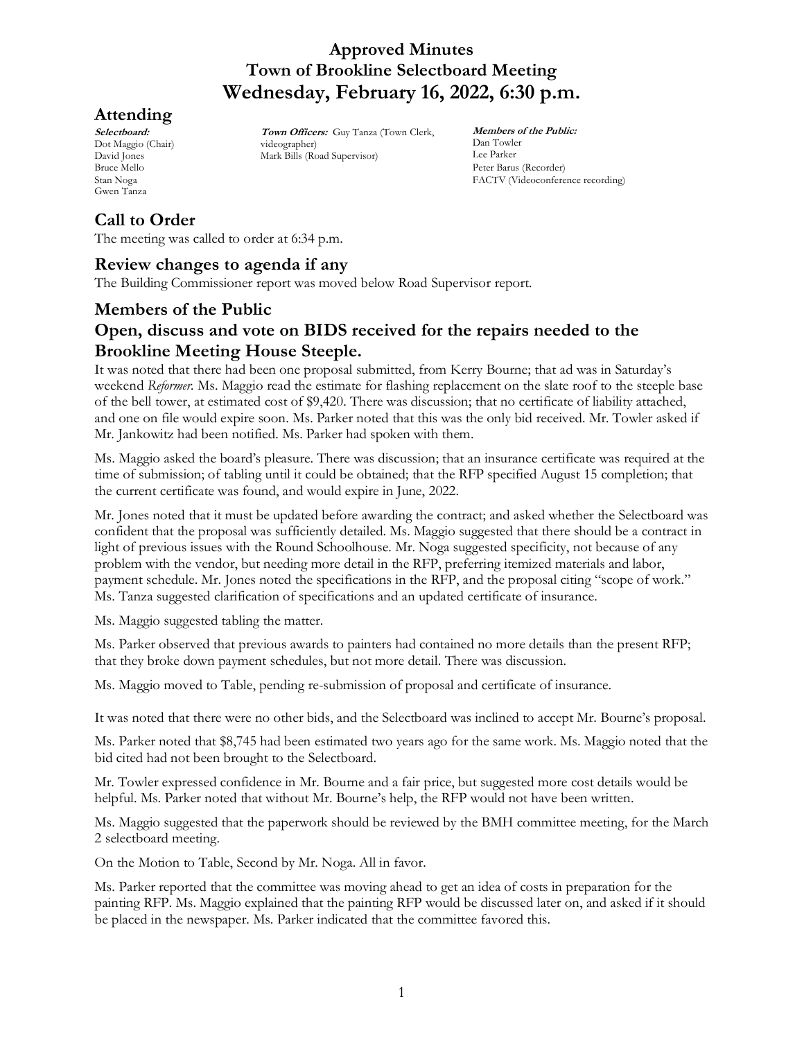# Approved Minutes
# Town of Brookline Selectboard Meeting
# Wednesday, February 16, 2022, 6:30 p.m.

## Attending

**Selectboard:**
Dot Maggio (Chair)
David Jones
Bruce Mello
Stan Noga
Gwen Tanza

**Town Officers:** Guy Tanza (Town Clerk, videographer)
Mark Bills (Road Supervisor)

**Members of the Public:**
Dan Towler
Lee Parker
Peter Barus (Recorder)
FACTV (Videoconference recording)

## Call to Order

The meeting was called to order at 6:34 p.m.

## Review changes to agenda if any

The Building Commissioner report was moved below Road Supervisor report.

## Members of the Public

## Open, discuss and vote on BIDS received for the repairs needed to the Brookline Meeting House Steeple.

It was noted that there had been one proposal submitted, from Kerry Bourne; that ad was in Saturday's weekend *Reformer*. Ms. Maggio read the estimate for flashing replacement on the slate roof to the steeple base of the bell tower, at estimated cost of $9,420. There was discussion; that no certificate of liability attached, and one on file would expire soon. Ms. Parker noted that this was the only bid received. Mr. Towler asked if Mr. Jankowitz had been notified. Ms. Parker had spoken with them.

Ms. Maggio asked the board's pleasure. There was discussion; that an insurance certificate was required at the time of submission; of tabling until it could be obtained; that the RFP specified August 15 completion; that the current certificate was found, and would expire in June, 2022.

Mr. Jones noted that it must be updated before awarding the contract; and asked whether the Selectboard was confident that the proposal was sufficiently detailed. Ms. Maggio suggested that there should be a contract in light of previous issues with the Round Schoolhouse. Mr. Noga suggested specificity, not because of any problem with the vendor, but needing more detail in the RFP, preferring itemized materials and labor, payment schedule. Mr. Jones noted the specifications in the RFP, and the proposal citing "scope of work." Ms. Tanza suggested clarification of specifications and an updated certificate of insurance.

Ms. Maggio suggested tabling the matter.

Ms. Parker observed that previous awards to painters had contained no more details than the present RFP; that they broke down payment schedules, but not more detail. There was discussion.

Ms. Maggio moved to Table, pending re-submission of proposal and certificate of insurance.

It was noted that there were no other bids, and the Selectboard was inclined to accept Mr. Bourne's proposal.

Ms. Parker noted that $8,745 had been estimated two years ago for the same work. Ms. Maggio noted that the bid cited had not been brought to the Selectboard.

Mr. Towler expressed confidence in Mr. Bourne and a fair price, but suggested more cost details would be helpful. Ms. Parker noted that without Mr. Bourne's help, the RFP would not have been written.

Ms. Maggio suggested that the paperwork should be reviewed by the BMH committee meeting, for the March 2 selectboard meeting.

On the Motion to Table, Second by Mr. Noga. All in favor.

Ms. Parker reported that the committee was moving ahead to get an idea of costs in preparation for the painting RFP. Ms. Maggio explained that the painting RFP would be discussed later on, and asked if it should be placed in the newspaper. Ms. Parker indicated that the committee favored this.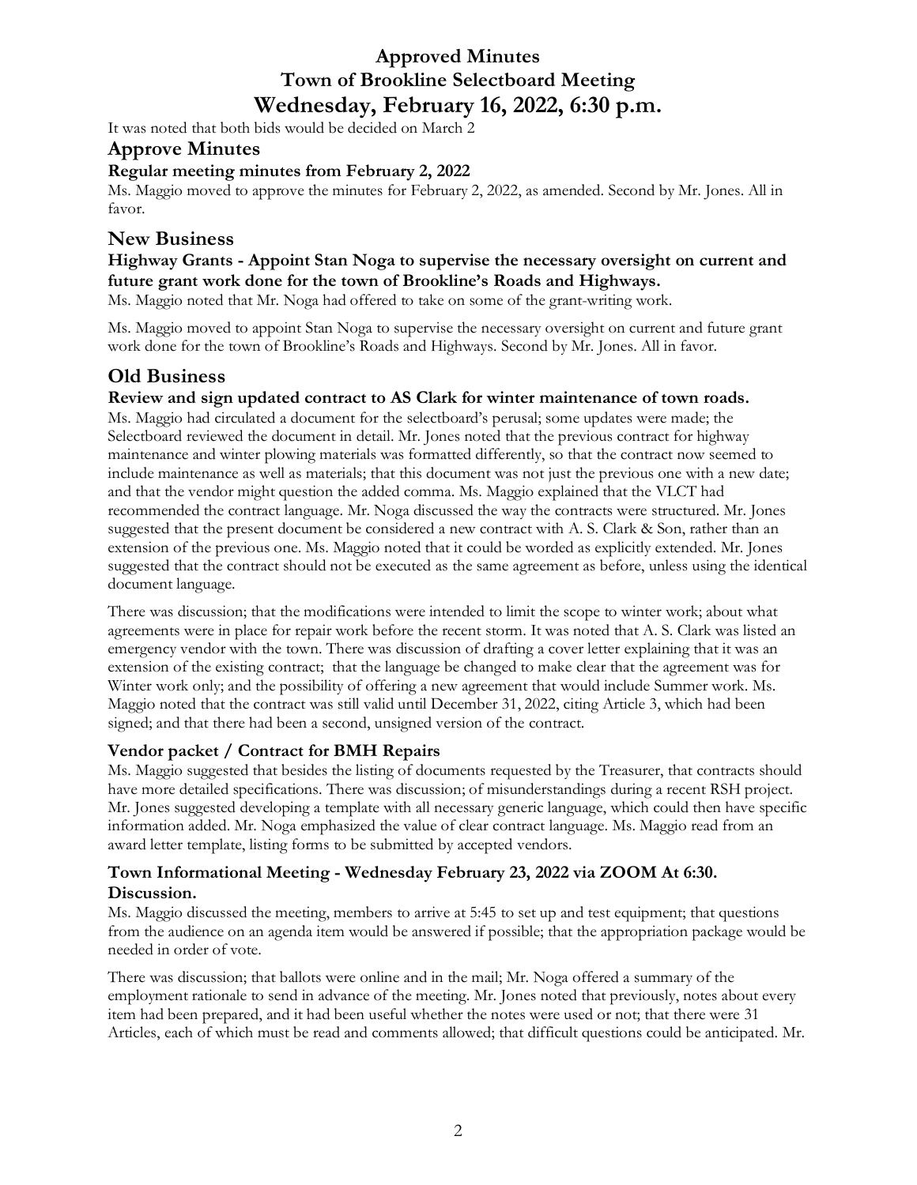It was noted that both bids would be decided on March 2

## Approve Minutes

### Regular meeting minutes from February 2, 2022

Ms. Maggio moved to approve the minutes for February 2, 2022, as amended. Second by Mr. Jones. All in favor.

## New Business

### Highway Grants - Appoint Stan Noga to supervise the necessary oversight on current and future grant work done for the town of Brookline's Roads and Highways.

Ms. Maggio noted that Mr. Noga had offered to take on some of the grant-writing work.

Ms. Maggio moved to appoint Stan Noga to supervise the necessary oversight on current and future grant work done for the town of Brookline's Roads and Highways. Second by Mr. Jones. All in favor.

## Old Business

### Review and sign updated contract to AS Clark for winter maintenance of town roads.

Ms. Maggio had circulated a document for the selectboard's perusal; some updates were made; the Selectboard reviewed the document in detail. Mr. Jones noted that the previous contract for highway maintenance and winter plowing materials was formatted differently, so that the contract now seemed to include maintenance as well as materials; that this document was not just the previous one with a new date; and that the vendor might question the added comma. Ms. Maggio explained that the VLCT had recommended the contract language. Mr. Noga discussed the way the contracts were structured. Mr. Jones suggested that the present document be considered a new contract with A. S. Clark & Son, rather than an extension of the previous one. Ms. Maggio noted that it could be worded as explicitly extended. Mr. Jones suggested that the contract should not be executed as the same agreement as before, unless using the identical document language.

There was discussion; that the modifications were intended to limit the scope to winter work; about what agreements were in place for repair work before the recent storm. It was noted that A. S. Clark was listed an emergency vendor with the town. There was discussion of drafting a cover letter explaining that it was an extension of the existing contract; that the language be changed to make clear that the agreement was for Winter work only; and the possibility of offering a new agreement that would include Summer work. Ms. Maggio noted that the contract was still valid until December 31, 2022, citing Article 3, which had been signed; and that there had been a second, unsigned version of the contract.

### Vendor packet / Contract for BMH Repairs

Ms. Maggio suggested that besides the listing of documents requested by the Treasurer, that contracts should have more detailed specifications. There was discussion; of misunderstandings during a recent RSH project. Mr. Jones suggested developing a template with all necessary generic language, which could then have specific information added. Mr. Noga emphasized the value of clear contract language. Ms. Maggio read from an award letter template, listing forms to be submitted by accepted vendors.

### Town Informational Meeting - Wednesday February 23, 2022 via ZOOM At 6:30. Discussion.

Ms. Maggio discussed the meeting, members to arrive at 5:45 to set up and test equipment; that questions from the audience on an agenda item would be answered if possible; that the appropriation package would be needed in order of vote.

There was discussion; that ballots were online and in the mail; Mr. Noga offered a summary of the employment rationale to send in advance of the meeting. Mr. Jones noted that previously, notes about every item had been prepared, and it had been useful whether the notes were used or not; that there were 31 Articles, each of which must be read and comments allowed; that difficult questions could be anticipated. Mr.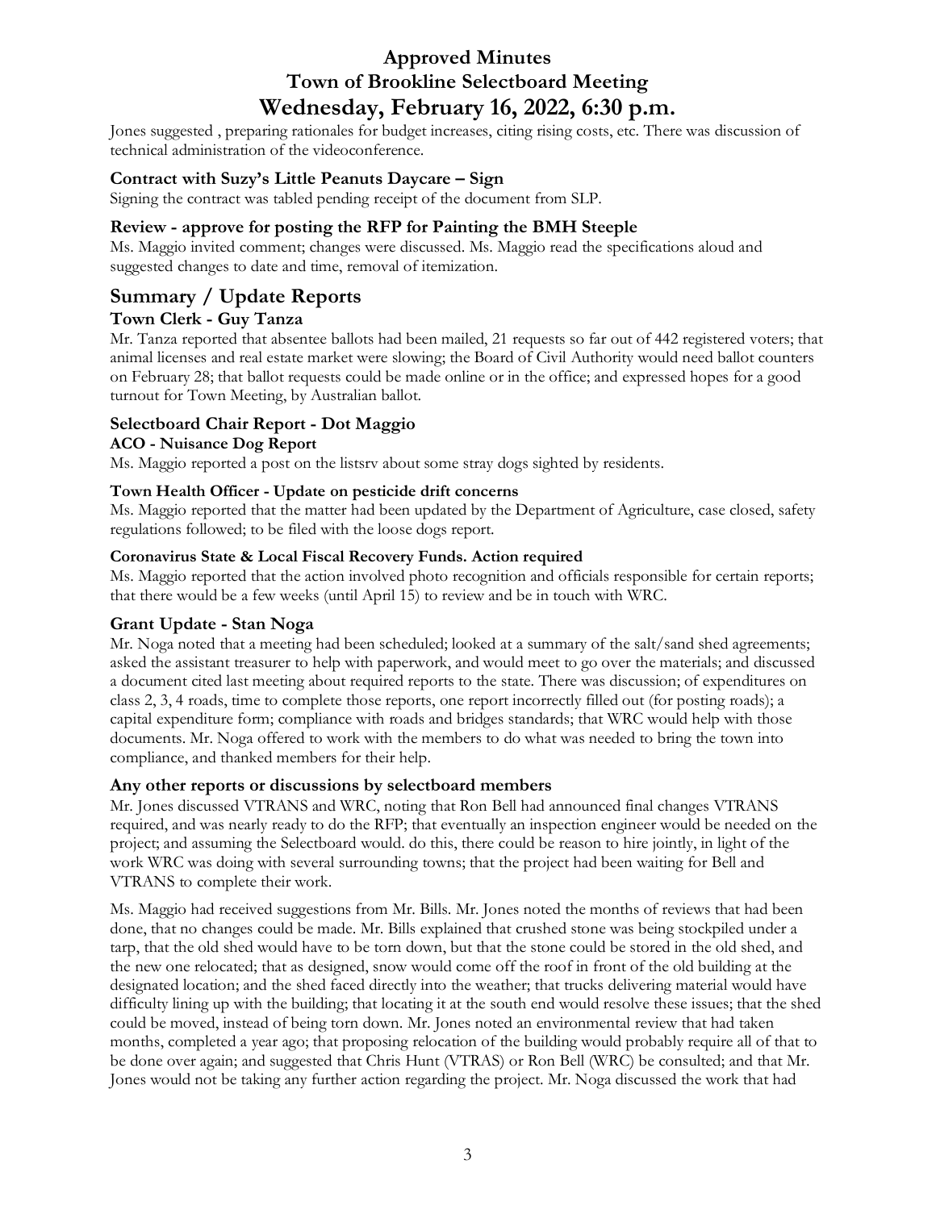Jones suggested , preparing rationales for budget increases, citing rising costs, etc. There was discussion of technical administration of the videoconference.

### Contract with Suzy's Little Peanuts Daycare – Sign

Signing the contract was tabled pending receipt of the document from SLP.

### Review - approve for posting the RFP for Painting the BMH Steeple

Ms. Maggio invited comment; changes were discussed. Ms. Maggio read the specifications aloud and suggested changes to date and time, removal of itemization.

## Summary / Update Reports

### Town Clerk - Guy Tanza

Mr. Tanza reported that absentee ballots had been mailed, 21 requests so far out of 442 registered voters; that animal licenses and real estate market were slowing; the Board of Civil Authority would need ballot counters on February 28; that ballot requests could be made online or in the office; and expressed hopes for a good turnout for Town Meeting, by Australian ballot.

### Selectboard Chair Report - Dot Maggio

#### ACO - Nuisance Dog Report

Ms. Maggio reported a post on the listsrv about some stray dogs sighted by residents.

#### Town Health Officer - Update on pesticide drift concerns

Ms. Maggio reported that the matter had been updated by the Department of Agriculture, case closed, safety regulations followed; to be filed with the loose dogs report.

#### Coronavirus State & Local Fiscal Recovery Funds. Action required

Ms. Maggio reported that the action involved photo recognition and officials responsible for certain reports; that there would be a few weeks (until April 15) to review and be in touch with WRC.

### Grant Update - Stan Noga

Mr. Noga noted that a meeting had been scheduled; looked at a summary of the salt/sand shed agreements; asked the assistant treasurer to help with paperwork, and would meet to go over the materials; and discussed a document cited last meeting about required reports to the state. There was discussion; of expenditures on class 2, 3, 4 roads, time to complete those reports, one report incorrectly filled out (for posting roads); a capital expenditure form; compliance with roads and bridges standards; that WRC would help with those documents. Mr. Noga offered to work with the members to do what was needed to bring the town into compliance, and thanked members for their help.

### Any other reports or discussions by selectboard members

Mr. Jones discussed VTRANS and WRC, noting that Ron Bell had announced final changes VTRANS required, and was nearly ready to do the RFP; that eventually an inspection engineer would be needed on the project; and assuming the Selectboard would. do this, there could be reason to hire jointly, in light of the work WRC was doing with several surrounding towns; that the project had been waiting for Bell and VTRANS to complete their work.

Ms. Maggio had received suggestions from Mr. Bills. Mr. Jones noted the months of reviews that had been done, that no changes could be made. Mr. Bills explained that crushed stone was being stockpiled under a tarp, that the old shed would have to be torn down, but that the stone could be stored in the old shed, and the new one relocated; that as designed, snow would come off the roof in front of the old building at the designated location; and the shed faced directly into the weather; that trucks delivering material would have difficulty lining up with the building; that locating it at the south end would resolve these issues; that the shed could be moved, instead of being torn down. Mr. Jones noted an environmental review that had taken months, completed a year ago; that proposing relocation of the building would probably require all of that to be done over again; and suggested that Chris Hunt (VTRAS) or Ron Bell (WRC) be consulted; and that Mr. Jones would not be taking any further action regarding the project. Mr. Noga discussed the work that had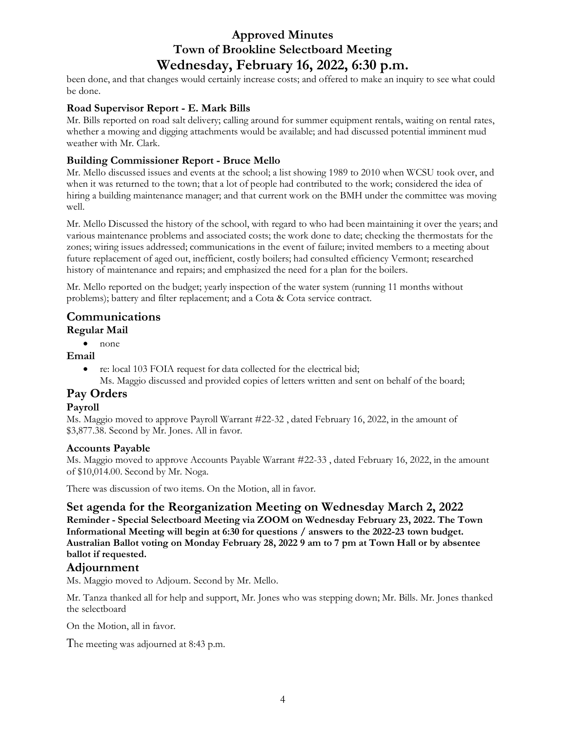been done, and that changes would certainly increase costs; and offered to make an inquiry to see what could be done.

### Road Supervisor Report - E. Mark Bills

Mr. Bills reported on road salt delivery; calling around for summer equipment rentals, waiting on rental rates, whether a mowing and digging attachments would be available; and had discussed potential imminent mud weather with Mr. Clark.

### Building Commissioner Report - Bruce Mello

Mr. Mello discussed issues and events at the school; a list showing 1989 to 2010 when WCSU took over, and when it was returned to the town; that a lot of people had contributed to the work; considered the idea of hiring a building maintenance manager; and that current work on the BMH under the committee was moving well.

Mr. Mello Discussed the history of the school, with regard to who had been maintaining it over the years; and various maintenance problems and associated costs; the work done to date; checking the thermostats for the zones; wiring issues addressed; communications in the event of failure; invited members to a meeting about future replacement of aged out, inefficient, costly boilers; had consulted efficiency Vermont; researched history of maintenance and repairs; and emphasized the need for a plan for the boilers.

Mr. Mello reported on the budget; yearly inspection of the water system (running 11 months without problems); battery and filter replacement; and a Cota & Cota service contract.

## Communications

### Regular Mail

- none

### Email

- re: local 103 FOIA request for data collected for the electrical bid;
  Ms. Maggio discussed and provided copies of letters written and sent on behalf of the board;

## Pay Orders

### Payroll

Ms. Maggio moved to approve Payroll Warrant #22-32 , dated February 16, 2022, in the amount of $3,877.38. Second by Mr. Jones. All in favor.

### Accounts Payable

Ms. Maggio moved to approve Accounts Payable Warrant #22-33 , dated February 16, 2022, in the amount of $10,014.00. Second by Mr. Noga.

There was discussion of two items. On the Motion, all in favor.

## Set agenda for the Reorganization Meeting on Wednesday March 2, 2022

**Reminder - Special Selectboard Meeting via ZOOM on Wednesday February 23, 2022. The Town Informational Meeting will begin at 6:30 for questions / answers to the 2022-23 town budget. Australian Ballot voting on Monday February 28, 2022 9 am to 7 pm at Town Hall or by absentee ballot if requested.**

## Adjournment

Ms. Maggio moved to Adjourn. Second by Mr. Mello.

Mr. Tanza thanked all for help and support, Mr. Jones who was stepping down; Mr. Bills. Mr. Jones thanked the selectboard

On the Motion, all in favor.

The meeting was adjourned at 8:43 p.m.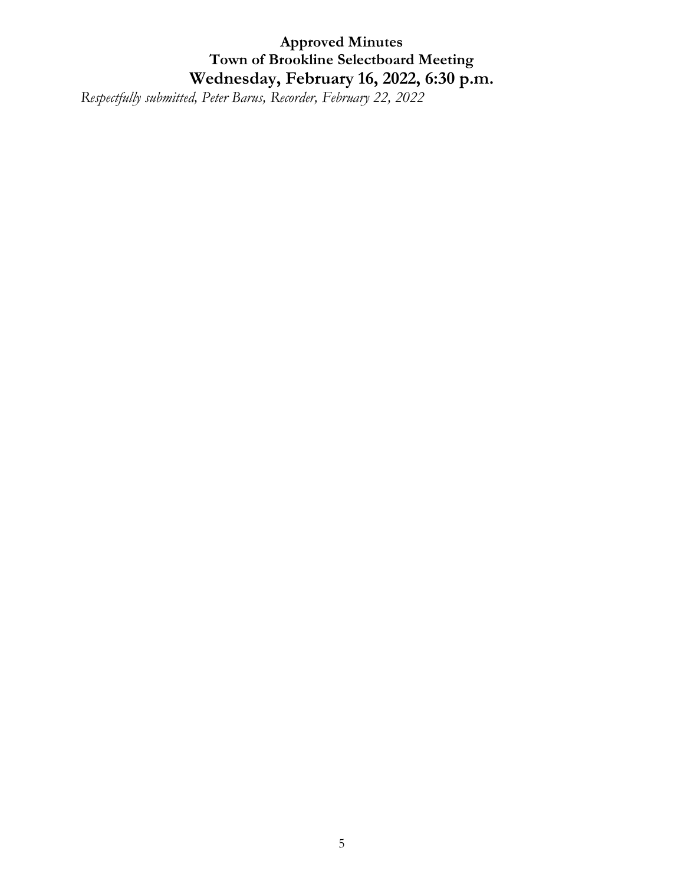**Approved Minutes**
**Town of Brookline Selectboard Meeting**
**Wednesday, February 16, 2022, 6:30 p.m.**

*Respectfully submitted, Peter Barus, Recorder, February 22, 2022*